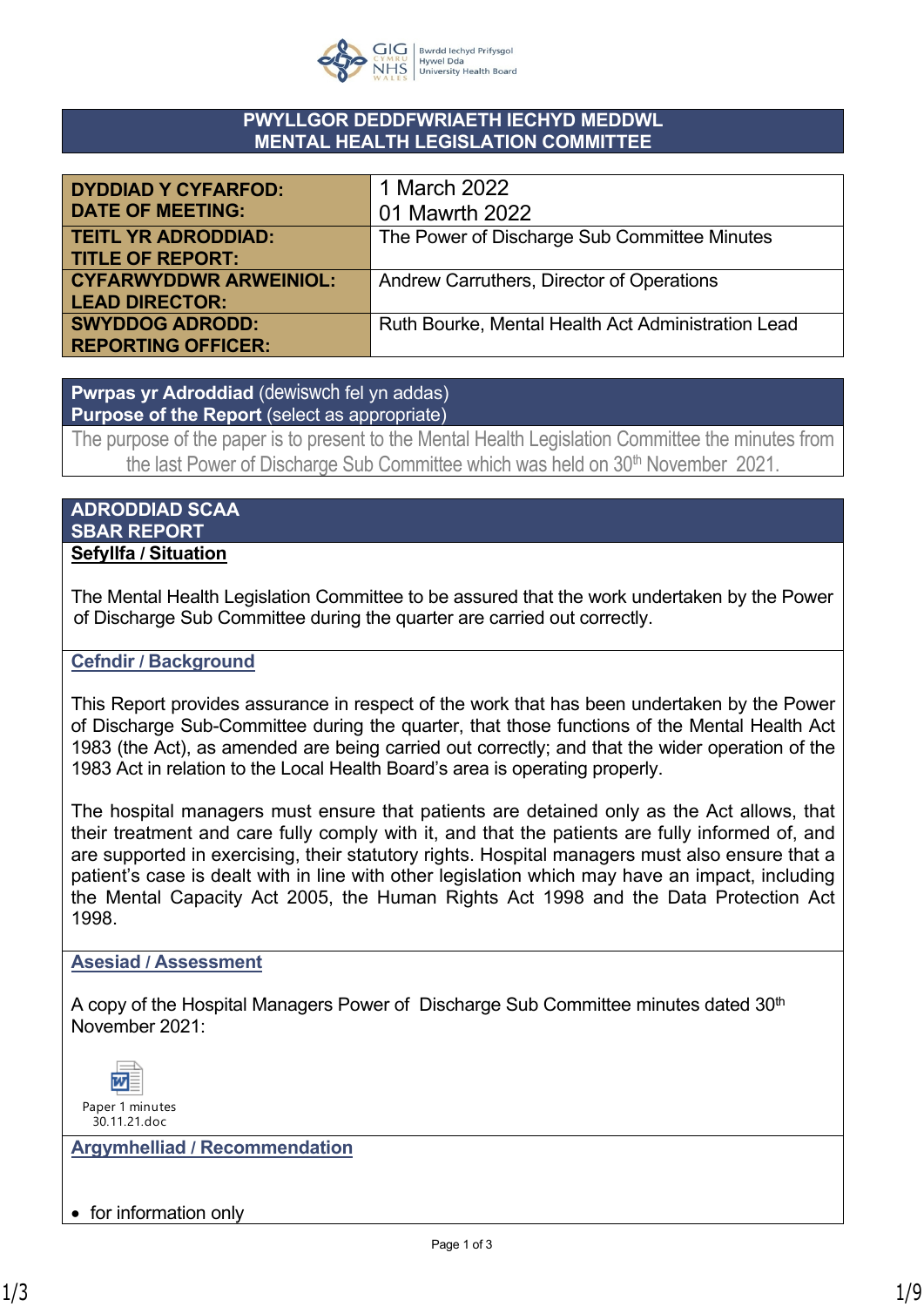## PWYLLGOR DEDDFWRIAETH IECHYD MEDDWL
## MENTAL HEALTH LEGISLATION COMMITTEE

| | |
|---|---|
| **DYDDIAD Y CYFARFOD: DATE OF MEETING:** | 1 March 2022<br>01 Mawrth 2022 |
| **TEITL YR ADRODDIAD: TITLE OF REPORT:** | The Power of Discharge Sub Committee Minutes |
| **CYFARWYDDWR ARWEINIOL: LEAD DIRECTOR:** | Andrew Carruthers, Director of Operations |
| **SWYDDOG ADRODD: REPORTING OFFICER:** | Ruth Bourke, Mental Health Act Administration Lead |

**Pwrpas yr Adroddiad** (dewiswch fel yn addas)
**Purpose of the Report** (select as appropriate)

The purpose of the paper is to present to the Mental Health Legislation Committee the minutes from the last Power of Discharge Sub Committee which was held on 30th November 2021.

## ADRODDIAD SCAA
## SBAR REPORT

**Sefyllfa / Situation**

The Mental Health Legislation Committee to be assured that the work undertaken by the Power of Discharge Sub Committee during the quarter are carried out correctly.

**Cefndir / Background**

This Report provides assurance in respect of the work that has been undertaken by the Power of Discharge Sub-Committee during the quarter, that those functions of the Mental Health Act 1983 (the Act), as amended are being carried out correctly; and that the wider operation of the 1983 Act in relation to the Local Health Board's area is operating properly.

The hospital managers must ensure that patients are detained only as the Act allows, that their treatment and care fully comply with it, and that the patients are fully informed of, and are supported in exercising, their statutory rights. Hospital managers must also ensure that a patient's case is dealt with in line with other legislation which may have an impact, including the Mental Capacity Act 2005, the Human Rights Act 1998 and the Data Protection Act 1998.

**Asesiad / Assessment**

A copy of the Hospital Managers Power of Discharge Sub Committee minutes dated 30th November 2021:

Paper 1 minutes 30.11.21.doc

**Argymhelliad / Recommendation**

- for information only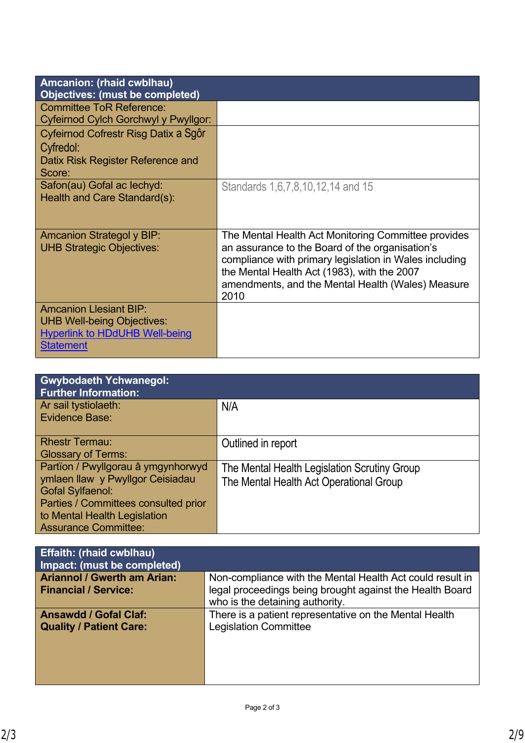| Amcanion: (rhaid cwblhau)<br>Objectives: (must be completed) | |
|---|---|
| Committee ToR Reference:<br>Cyfeirnod Cylch Gorchwyl y Pwyllgor: | |
| Cyfeirnod Cofrestr Risg Datix a Sgôr Cyfredol:<br>Datix Risk Register Reference and Score: | |
| Safon(au) Gofal ac Iechyd:<br>Health and Care Standard(s): | Standards 1,6,7,8,10,12,14 and 15 |
| Amcanion Strategol y BIP:<br>UHB Strategic Objectives: | The Mental Health Act Monitoring Committee provides an assurance to the Board of the organisation's compliance with primary legislation in Wales including the Mental Health Act (1983), with the 2007 amendments, and the Mental Health (Wales) Measure 2010 |
| Amcanion Llesiant BIP:<br>UHB Well-being Objectives:<br>Hyperlink to HDdUHB Well-being Statement | |

| Gwybodaeth Ychwanegol:<br>Further Information: | |
|---|---|
| Ar sail tystiolaeth:<br>Evidence Base: | N/A |
| Rhestr Termau:<br>Glossary of Terms: | Outlined in report |
| Partïon / Pwyllgorau â ymgynhorwyd ymlaen llaw y Pwyllgor Ceisiadau Gofal Sylfaenol:<br>Parties / Committees consulted prior to Mental Health Legislation Assurance Committee: | The Mental Health Legislation Scrutiny Group<br>The Mental Health Act Operational Group |

| Effaith: (rhaid cwblhau)<br>Impact: (must be completed) | |
|---|---|
| **Ariannol / Gwerth am Arian:**<br>**Financial / Service:** | Non-compliance with the Mental Health Act could result in legal proceedings being brought against the Health Board who is the detaining authority. |
| **Ansawdd / Gofal Claf:**<br>**Quality / Patient Care:** | There is a patient representative on the Mental Health Legislation Committee |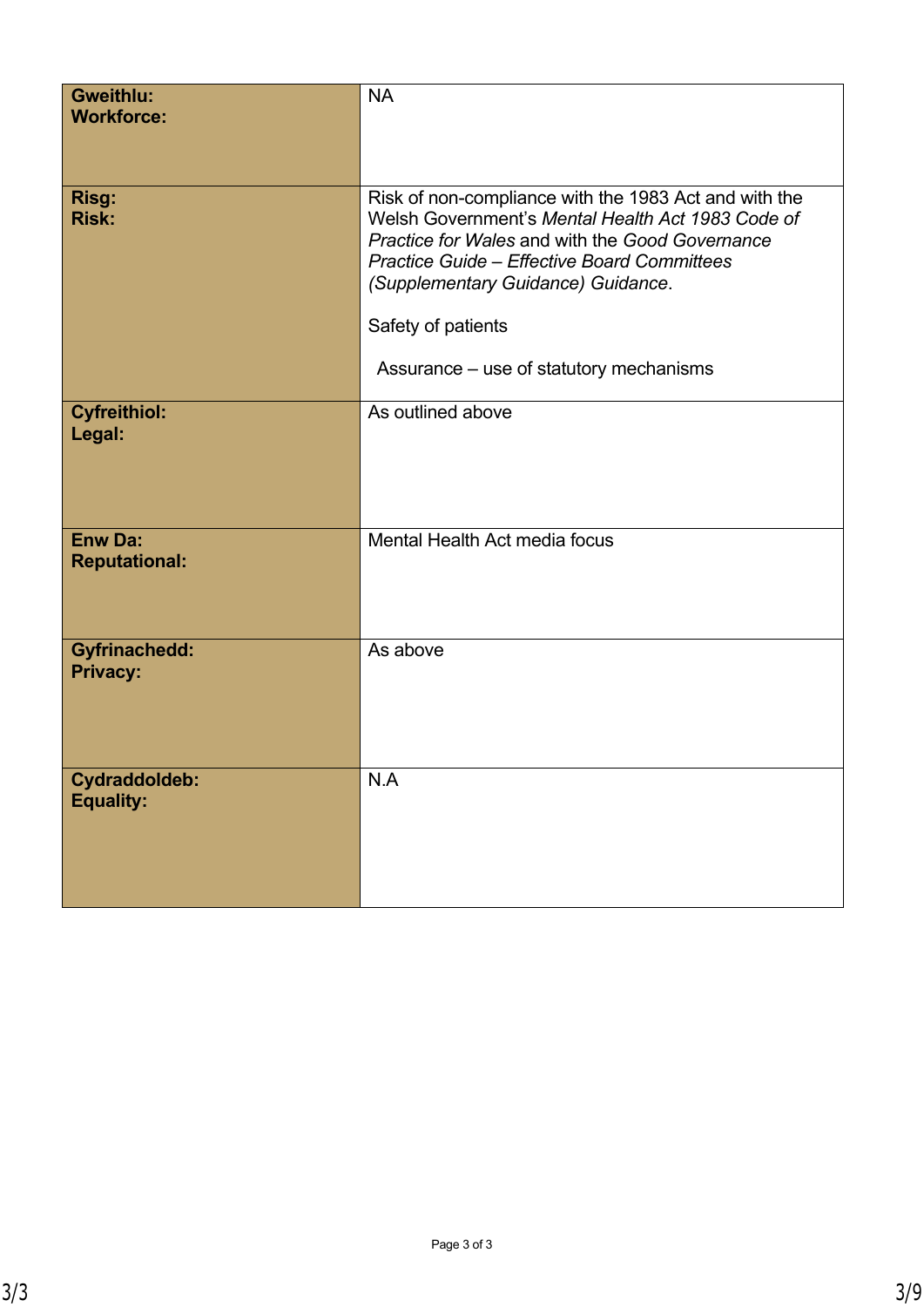| | |
|---|---|
| **Gweithlu:**<br>**Workforce:** | NA |
| **Risg:**<br>**Risk:** | Risk of non-compliance with the 1983 Act and with the Welsh Government's *Mental Health Act 1983 Code of Practice for Wales* and with the *Good Governance Practice Guide – Effective Board Committees (Supplementary Guidance) Guidance*.<br><br>Safety of patients<br><br>Assurance – use of statutory mechanisms |
| **Cyfreithiol:**<br>**Legal:** | As outlined above |
| **Enw Da:**<br>**Reputational:** | Mental Health Act media focus |
| **Gyfrinachedd:**<br>**Privacy:** | As above |
| **Cydraddoldeb:**<br>**Equality:** | N.A |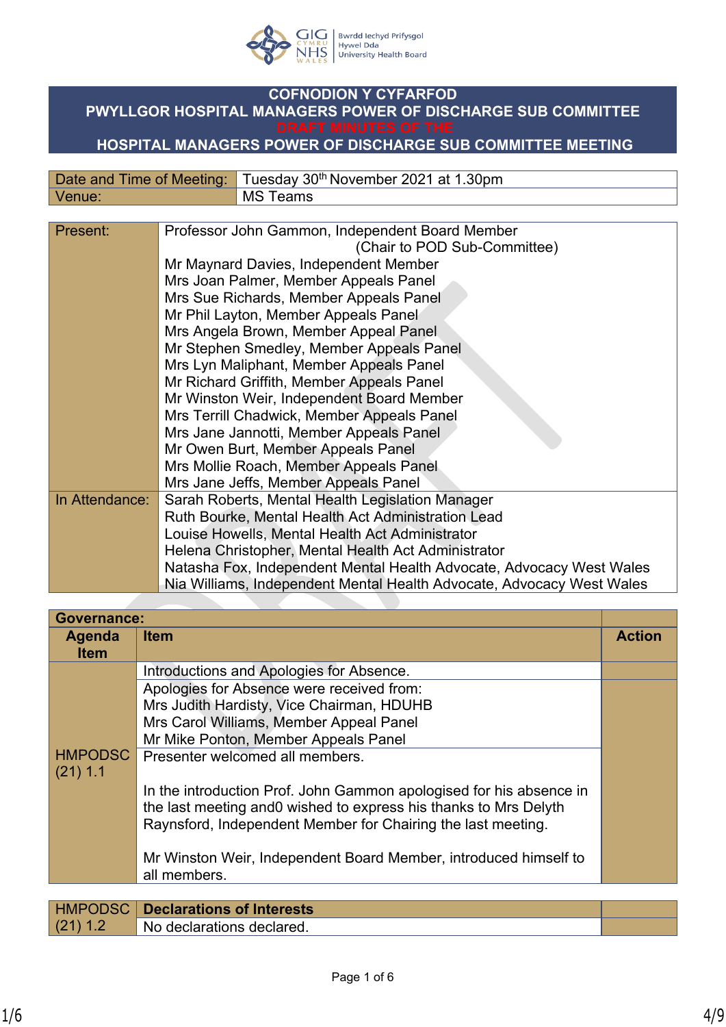# COFNODION Y CYFARFOD
# PWYLLGOR HOSPITAL MANAGERS POWER OF DISCHARGE SUB COMMITTEE
# DRAFT MINUTES OF THE
# HOSPITAL MANAGERS POWER OF DISCHARGE SUB COMMITTEE MEETING

| | |
|---|---|
| Date and Time of Meeting: | Tuesday 30th November 2021 at 1.30pm |
| Venue: | MS Teams |

| | |
|---|---|
| Present: | Professor John Gammon, Independent Board Member (Chair to POD Sub-Committee)<br>Mr Maynard Davies, Independent Member<br>Mrs Joan Palmer, Member Appeals Panel<br>Mrs Sue Richards, Member Appeals Panel<br>Mr Phil Layton, Member Appeals Panel<br>Mrs Angela Brown, Member Appeal Panel<br>Mr Stephen Smedley, Member Appeals Panel<br>Mrs Lyn Maliphant, Member Appeals Panel<br>Mr Richard Griffith, Member Appeals Panel<br>Mr Winston Weir, Independent Board Member<br>Mrs Terrill Chadwick, Member Appeals Panel<br>Mrs Jane Jannotti, Member Appeals Panel<br>Mr Owen Burt, Member Appeals Panel<br>Mrs Mollie Roach, Member Appeals Panel<br>Mrs Jane Jeffs, Member Appeals Panel |
| In Attendance: | Sarah Roberts, Mental Health Legislation Manager<br>Ruth Bourke, Mental Health Act Administration Lead<br>Louise Howells, Mental Health Act Administrator<br>Helena Christopher, Mental Health Act Administrator<br>Natasha Fox, Independent Mental Health Advocate, Advocacy West Wales<br>Nia Williams, Independent Mental Health Advocate, Advocacy West Wales |

| Governance: | | |
|---|---|---|
| **Agenda Item** | **Item** | **Action** |
| HMPODSC (21) 1.1 | Introductions and Apologies for Absence. | |
| | Apologies for Absence were received from:<br>Mrs Judith Hardisty, Vice Chairman, HDUHB<br>Mrs Carol Williams, Member Appeal Panel<br>Mr Mike Ponton, Member Appeals Panel | |
| | Presenter welcomed all members.<br><br>In the introduction Prof. John Gammon apologised for his absence in the last meeting and0 wished to express his thanks to Mrs Delyth Raynsford, Independent Member for Chairing the last meeting.<br><br>Mr Winston Weir, Independent Board Member, introduced himself to all members. | |

| | | |
|---|---|---|
| HMPODSC (21) 1.2 | **Declarations of Interests** | |
| | No declarations declared. | |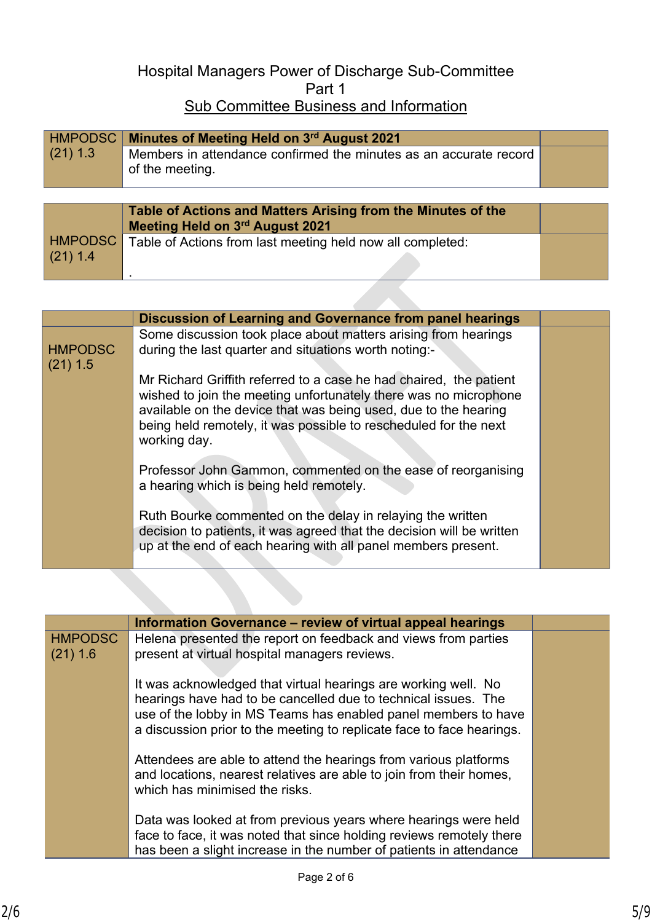# Hospital Managers Power of Discharge Sub-Committee
## Part 1
## Sub Committee Business and Information

| HMPODSC (21) 1.3 | **Minutes of Meeting Held on 3rd August 2021** | |
|---|---|---|
| | Members in attendance confirmed the minutes as an accurate record of the meeting. | |

| HMPODSC (21) 1.4 | **Table of Actions and Matters Arising from the Minutes of the Meeting Held on 3rd August 2021** | |
|---|---|---|
| | Table of Actions from last meeting held now all completed:<br><br>. | |

| | **Discussion of Learning and Governance from panel hearings** | |
|---|---|---|
| HMPODSC (21) 1.5 | Some discussion took place about matters arising from hearings during the last quarter and situations worth noting:-<br><br>Mr Richard Griffith referred to a case he had chaired, the patient wished to join the meeting unfortunately there was no microphone available on the device that was being used, due to the hearing being held remotely, it was possible to rescheduled for the next working day.<br><br>Professor John Gammon, commented on the ease of reorganising a hearing which is being held remotely.<br><br>Ruth Bourke commented on the delay in relaying the written decision to patients, it was agreed that the decision will be written up at the end of each hearing with all panel members present. | |

| | **Information Governance – review of virtual appeal hearings** | |
|---|---|---|
| HMPODSC (21) 1.6 | Helena presented the report on feedback and views from parties present at virtual hospital managers reviews.<br><br>It was acknowledged that virtual hearings are working well. No hearings have had to be cancelled due to technical issues. The use of the lobby in MS Teams has enabled panel members to have a discussion prior to the meeting to replicate face to face hearings.<br><br>Attendees are able to attend the hearings from various platforms and locations, nearest relatives are able to join from their homes, which has minimised the risks.<br><br>Data was looked at from previous years where hearings were held face to face, it was noted that since holding reviews remotely there has been a slight increase in the number of patients in attendance | |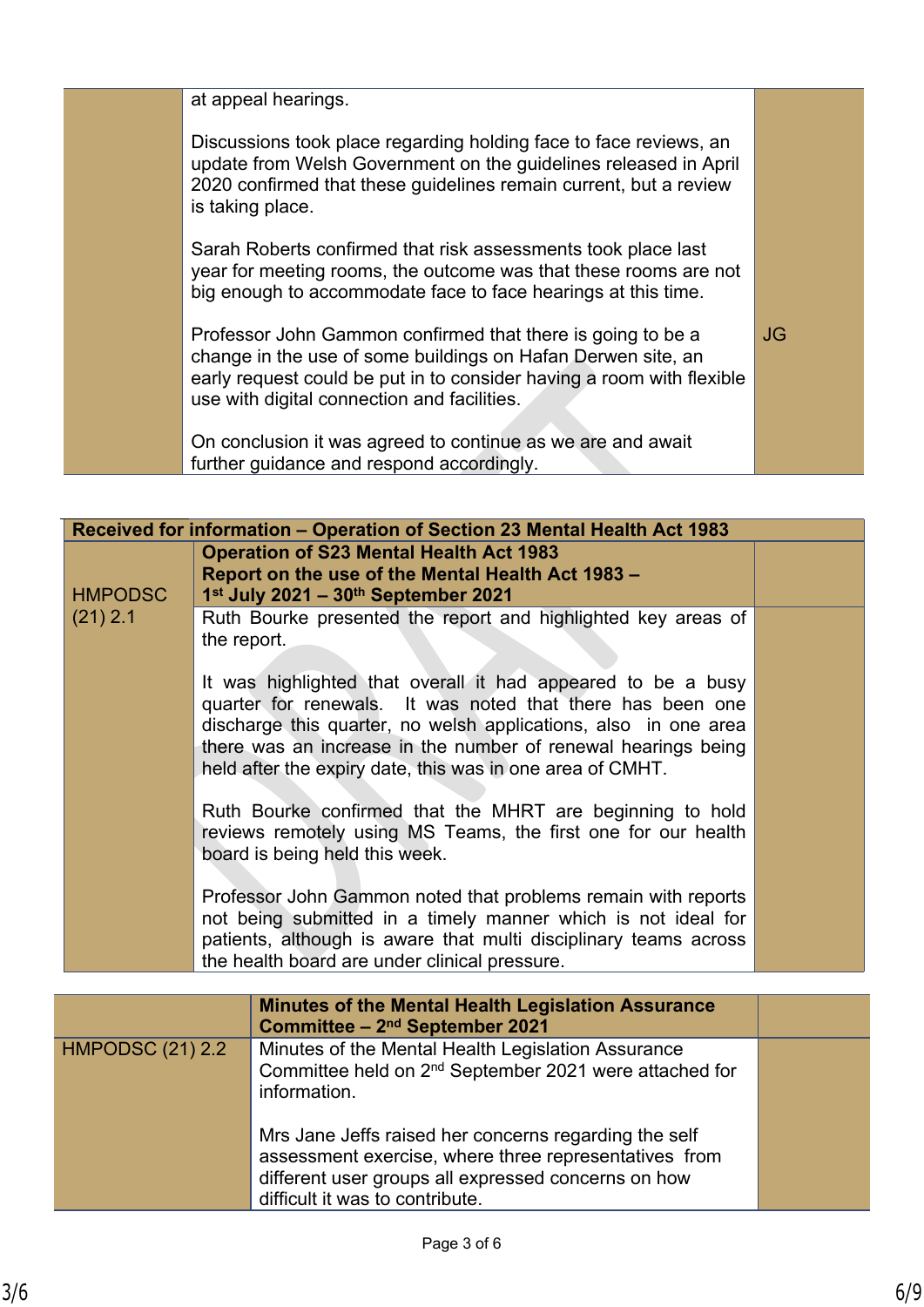| | | |
|---|---|---|
| | at appeal hearings.<br><br>Discussions took place regarding holding face to face reviews, an update from Welsh Government on the guidelines released in April 2020 confirmed that these guidelines remain current, but a review is taking place.<br><br>Sarah Roberts confirmed that risk assessments took place last year for meeting rooms, the outcome was that these rooms are not big enough to accommodate face to face hearings at this time.<br><br>Professor John Gammon confirmed that there is going to be a change in the use of some buildings on Hafan Derwen site, an early request could be put in to consider having a room with flexible use with digital connection and facilities.<br><br>On conclusion it was agreed to continue as we are and await further guidance and respond accordingly. | JG |

| **Received for information – Operation of Section 23 Mental Health Act 1983** | | |
|---|---|---|
| HMPODSC (21) 2.1 | **Operation of S23 Mental Health Act 1983**<br>**Report on the use of the Mental Health Act 1983 – 1st July 2021 – 30th September 2021** | |
| | Ruth Bourke presented the report and highlighted key areas of the report.<br><br>It was highlighted that overall it had appeared to be a busy quarter for renewals. It was noted that there has been one discharge this quarter, no welsh applications, also in one area there was an increase in the number of renewal hearings being held after the expiry date, this was in one area of CMHT.<br><br>Ruth Bourke confirmed that the MHRT are beginning to hold reviews remotely using MS Teams, the first one for our health board is being held this week.<br><br>Professor John Gammon noted that problems remain with reports not being submitted in a timely manner which is not ideal for patients, although is aware that multi disciplinary teams across the health board are under clinical pressure. | |

| | **Minutes of the Mental Health Legislation Assurance Committee – 2nd September 2021** | |
|---|---|---|
| HMPODSC (21) 2.2 | Minutes of the Mental Health Legislation Assurance Committee held on 2nd September 2021 were attached for information.<br><br>Mrs Jane Jeffs raised her concerns regarding the self assessment exercise, where three representatives from different user groups all expressed concerns on how difficult it was to contribute. | |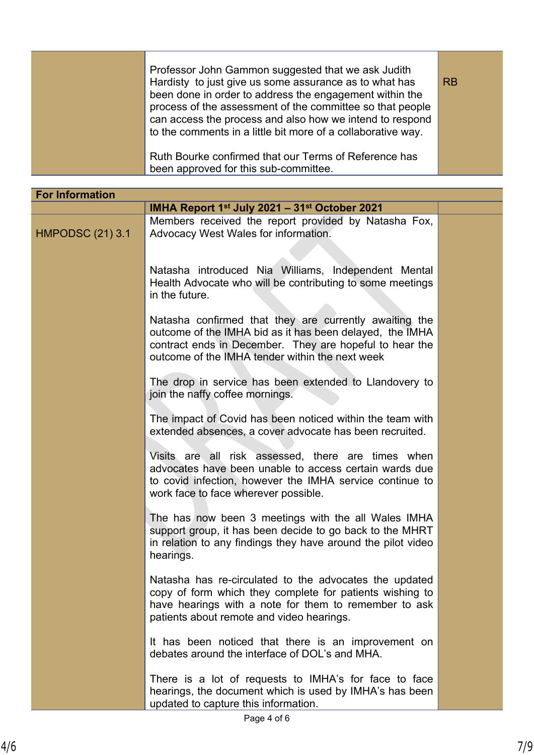| | | |
|---|---|---|
| | Professor John Gammon suggested that we ask Judith Hardisty to just give us some assurance as to what has been done in order to address the engagement within the process of the assessment of the committee so that people can access the process and also how we intend to respond to the comments in a little bit more of a collaborative way.<br><br>Ruth Bourke confirmed that our Terms of Reference has been approved for this sub-committee. | RB |

| **For Information** | | |
|---|---|---|
| | **IMHA Report 1st July 2021 – 31st October 2021** | |
| HMPODSC (21) 3.1 | Members received the report provided by Natasha Fox, Advocacy West Wales for information.<br><br>Natasha introduced Nia Williams, Independent Mental Health Advocate who will be contributing to some meetings in the future.<br><br>Natasha confirmed that they are currently awaiting the outcome of the IMHA bid as it has been delayed, the IMHA contract ends in December. They are hopeful to hear the outcome of the IMHA tender within the next week<br><br>The drop in service has been extended to Llandovery to join the naffy coffee mornings.<br><br>The impact of Covid has been noticed within the team with extended absences, a cover advocate has been recruited.<br><br>Visits are all risk assessed, there are times when advocates have been unable to access certain wards due to covid infection, however the IMHA service continue to work face to face wherever possible.<br><br>The has now been 3 meetings with the all Wales IMHA support group, it has been decide to go back to the MHRT in relation to any findings they have around the pilot video hearings.<br><br>Natasha has re-circulated to the advocates the updated copy of form which they complete for patients wishing to have hearings with a note for them to remember to ask patients about remote and video hearings.<br><br>It has been noticed that there is an improvement on debates around the interface of DOL's and MHA.<br><br>There is a lot of requests to IMHA's for face to face hearings, the document which is used by IMHA's has been updated to capture this information. | |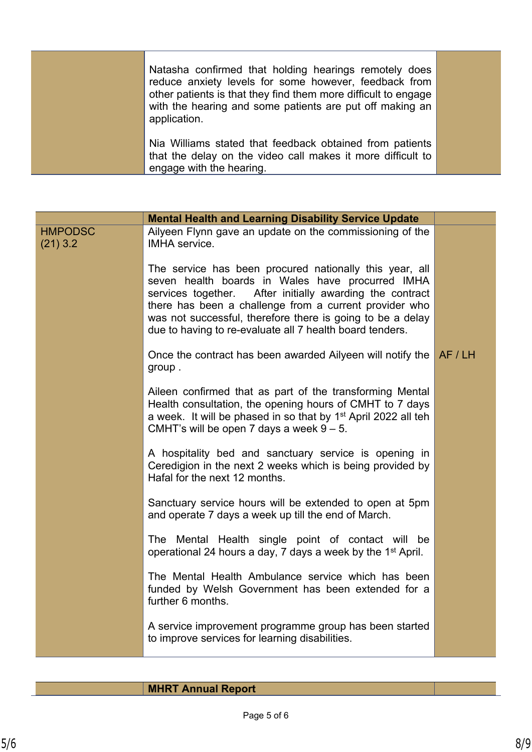| | | |
|---|---|---|
| | Natasha confirmed that holding hearings remotely does reduce anxiety levels for some however, feedback from other patients is that they find them more difficult to engage with the hearing and some patients are put off making an application.<br><br>Nia Williams stated that feedback obtained from patients that the delay on the video call makes it more difficult to engage with the hearing. | |

| | **Mental Health and Learning Disability Service Update** | |
|---|---|---|
| HMPODSC (21) 3.2 | Ailyeen Flynn gave an update on the commissioning of the IMHA service.<br><br>The service has been procured nationally this year, all seven health boards in Wales have procured IMHA services together. After initially awarding the contract there has been a challenge from a current provider who was not successful, therefore there is going to be a delay due to having to re-evaluate all 7 health board tenders.<br><br>Once the contract has been awarded Ailyeen will notify the group .<br><br>Aileen confirmed that as part of the transforming Mental Health consultation, the opening hours of CMHT to 7 days a week. It will be phased in so that by 1st April 2022 all teh CMHT's will be open 7 days a week 9 – 5.<br><br>A hospitality bed and sanctuary service is opening in Ceredigion in the next 2 weeks which is being provided by Hafal for the next 12 months.<br><br>Sanctuary service hours will be extended to open at 5pm and operate 7 days a week up till the end of March.<br><br>The Mental Health single point of contact will be operational 24 hours a day, 7 days a week by the 1st April.<br><br>The Mental Health Ambulance service which has been funded by Welsh Government has been extended for a further 6 months.<br><br>A service improvement programme group has been started to improve services for learning disabilities. | AF / LH |

| | **MHRT Annual Report** | |
|---|---|---|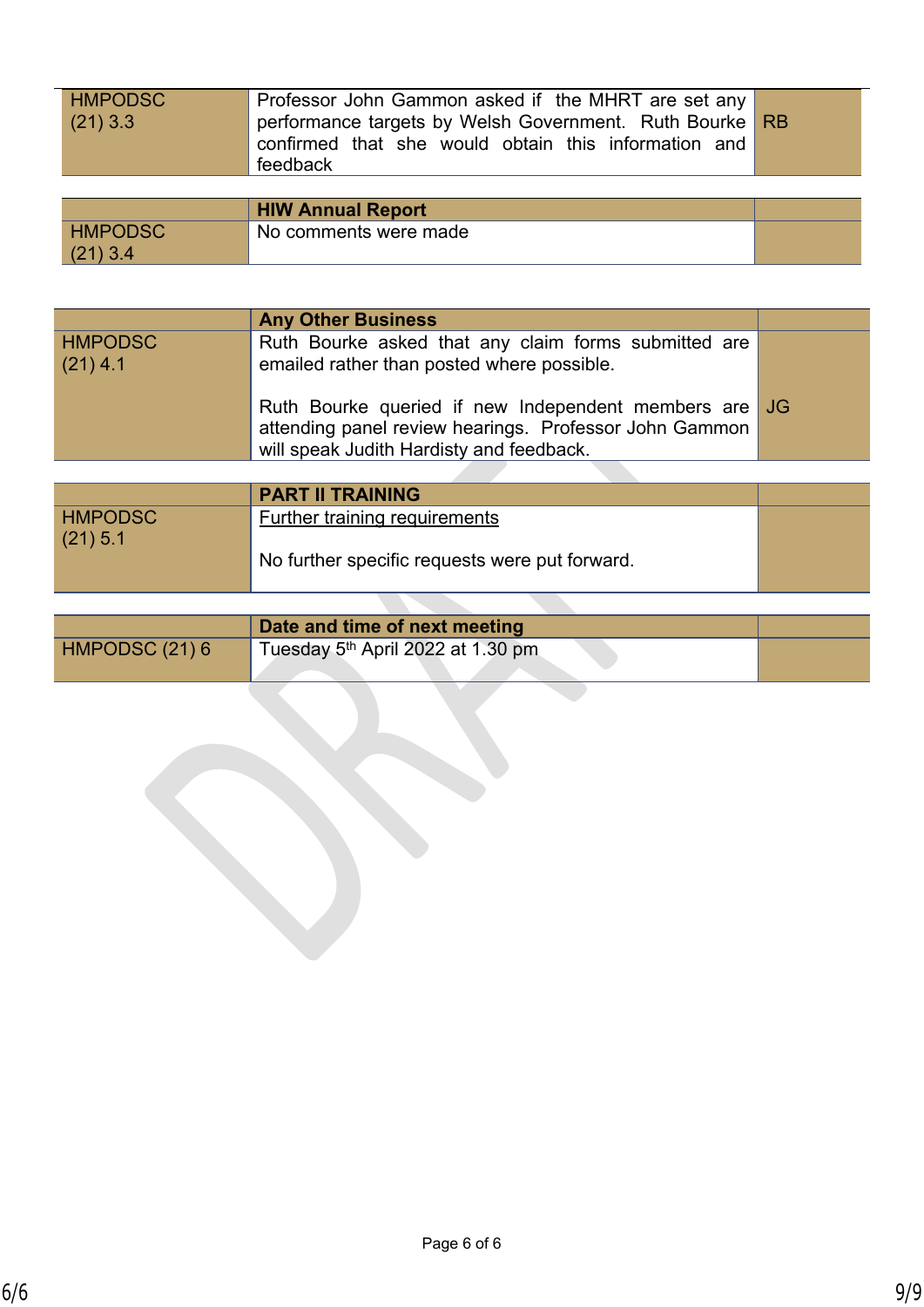| | | |
|---|---|---|
| HMPODSC (21) 3.3 | Professor John Gammon asked if the MHRT are set any performance targets by Welsh Government. Ruth Bourke confirmed that she would obtain this information and feedback | RB |

| | **HIW Annual Report** | |
|---|---|---|
| HMPODSC (21) 3.4 | No comments were made | |

| | **Any Other Business** | |
|---|---|---|
| HMPODSC (21) 4.1 | Ruth Bourke asked that any claim forms submitted are emailed rather than posted where possible.<br><br>Ruth Bourke queried if new Independent members are attending panel review hearings. Professor John Gammon will speak Judith Hardisty and feedback. | JG |

| | **PART II TRAINING** | |
|---|---|---|
| HMPODSC (21) 5.1 | Further training requirements<br><br>No further specific requests were put forward. | |

| | **Date and time of next meeting** | |
|---|---|---|
| HMPODSC (21) 6 | Tuesday 5th April 2022 at 1.30 pm | |